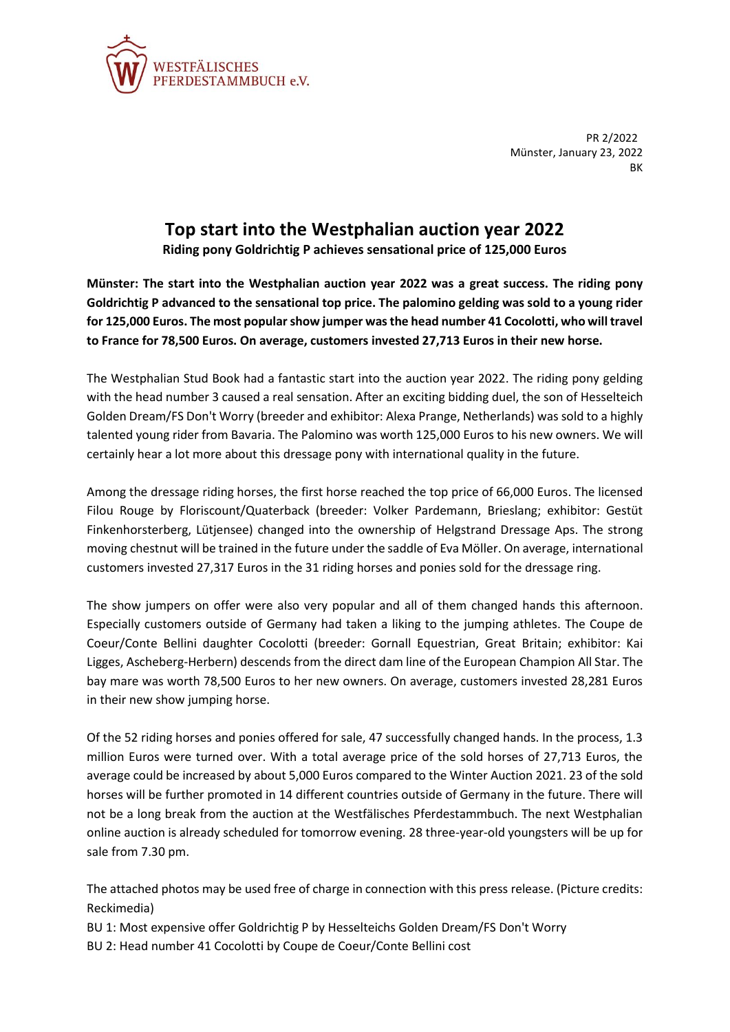WESTFÄLISCHES PFERDESTAMMBUCH e.V.

PR 2/2022
Münster, January 23, 2022
BK

# Top start into the Westphalian auction year 2022

**Riding pony Goldrichtig P achieves sensational price of 125,000 Euros**

**Münster: The start into the Westphalian auction year 2022 was a great success. The riding pony Goldrichtig P advanced to the sensational top price. The palomino gelding was sold to a young rider for 125,000 Euros. The most popular show jumper was the head number 41 Cocolotti, who will travel to France for 78,500 Euros. On average, customers invested 27,713 Euros in their new horse.**

The Westphalian Stud Book had a fantastic start into the auction year 2022. The riding pony gelding with the head number 3 caused a real sensation. After an exciting bidding duel, the son of Hesselteich Golden Dream/FS Don't Worry (breeder and exhibitor: Alexa Prange, Netherlands) was sold to a highly talented young rider from Bavaria. The Palomino was worth 125,000 Euros to his new owners. We will certainly hear a lot more about this dressage pony with international quality in the future.

Among the dressage riding horses, the first horse reached the top price of 66,000 Euros. The licensed Filou Rouge by Floriscount/Quaterback (breeder: Volker Pardemann, Brieslang; exhibitor: Gestüt Finkenhorsterberg, Lütjensee) changed into the ownership of Helgstrand Dressage Aps. The strong moving chestnut will be trained in the future under the saddle of Eva Möller. On average, international customers invested 27,317 Euros in the 31 riding horses and ponies sold for the dressage ring.

The show jumpers on offer were also very popular and all of them changed hands this afternoon. Especially customers outside of Germany had taken a liking to the jumping athletes. The Coupe de Coeur/Conte Bellini daughter Cocolotti (breeder: Gornall Equestrian, Great Britain; exhibitor: Kai Ligges, Ascheberg-Herbern) descends from the direct dam line of the European Champion All Star. The bay mare was worth 78,500 Euros to her new owners. On average, customers invested 28,281 Euros in their new show jumping horse.

Of the 52 riding horses and ponies offered for sale, 47 successfully changed hands. In the process, 1.3 million Euros were turned over. With a total average price of the sold horses of 27,713 Euros, the average could be increased by about 5,000 Euros compared to the Winter Auction 2021. 23 of the sold horses will be further promoted in 14 different countries outside of Germany in the future. There will not be a long break from the auction at the Westfälisches Pferdestammbuch. The next Westphalian online auction is already scheduled for tomorrow evening. 28 three-year-old youngsters will be up for sale from 7.30 pm.

The attached photos may be used free of charge in connection with this press release. (Picture credits: Reckimedia)

BU 1: Most expensive offer Goldrichtig P by Hesselteichs Golden Dream/FS Don't Worry

BU 2: Head number 41 Cocolotti by Coupe de Coeur/Conte Bellini cost